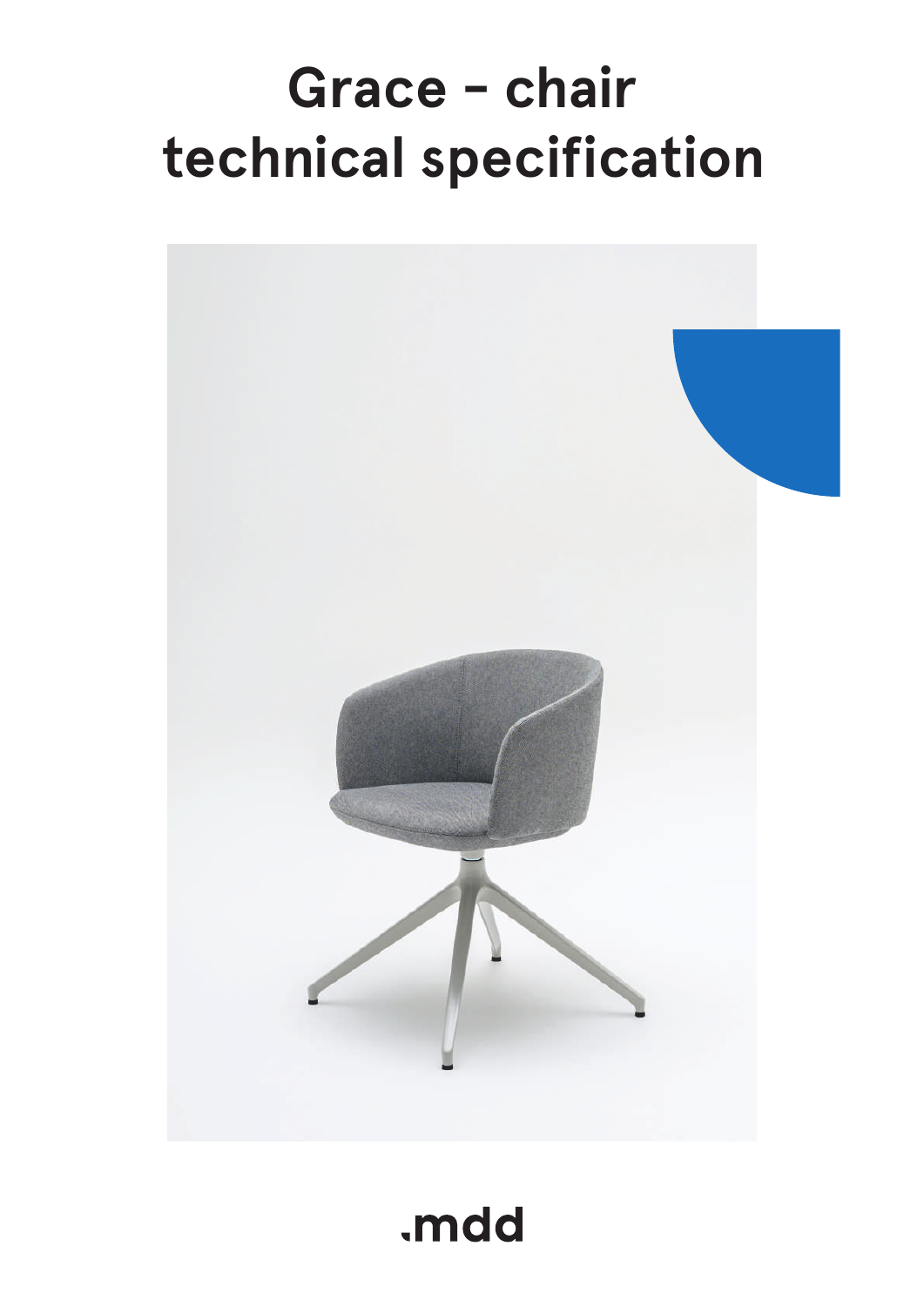# Grace - chair technical specification

.mdd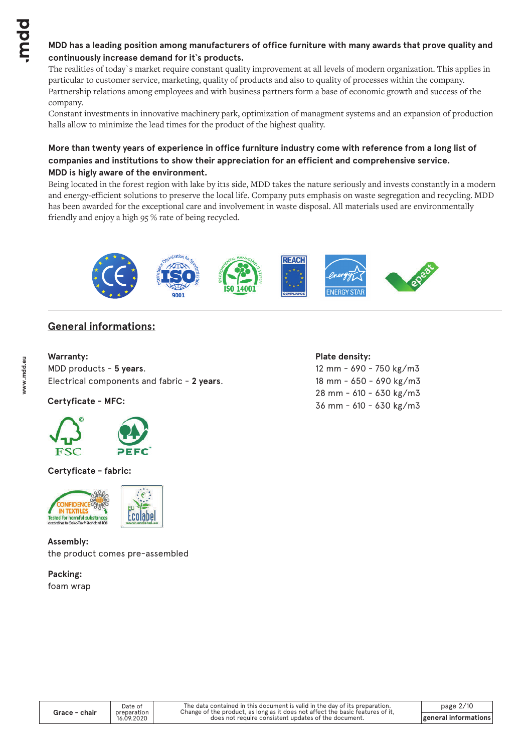**MDD has a leading position among manufacturers of office furniture with many awards that prove quality and continuously increase demand for it`s products.**

The realities of today`s market require constant quality improvement at all levels of modern organization. This applies in particular to customer service, marketing, quality of products and also to quality of processes within the company. Partnership relations among employees and with business partners form a base of economic growth and success of the company.

Constant investments in innovative machinery park, optimization of managment systems and an expansion of production halls allow to minimize the lead times for the product of the highest quality.

**More than twenty years of experience in office furniture industry come with reference from a long list of companies and institutions to show their appreciation for an efficient and comprehensive service.**

**MDD is higly aware of the environment.**

Being located in the forest region with lake by itıs side, MDD takes the nature seriously and invests constantly in a modern and energy-efficient solutions to preserve the local life. Company puts emphasis on waste segregation and recycling. MDD has been awarded for the exceptional care and involvement in waste disposal. All materials used are environmentally friendly and enjoy a high 95 % rate of being recycled.

## General informations:

**Warranty:**

MDD products - **5 years**.

Electrical components and fabric - **2 years**.

**Certyficate - MFC:**

**Certyficate - fabric:**

**Assembly:**

the product comes pre-assembled

**Packing:**

foam wrap

**Plate density:**

12 mm - 690 - 750 kg/m3

18 mm - 650 - 690 kg/m3

28 mm - 610 - 630 kg/m3

36 mm - 610 - 630 kg/m3

| Grace - chair | Date of preparation 16.09.2020 | The data contained in this document is valid in the day of its preparation. Change of the product, as long as it does not affect the basic features of it, does not require consistent updates of the document. | general informations |
|---|---|---|---|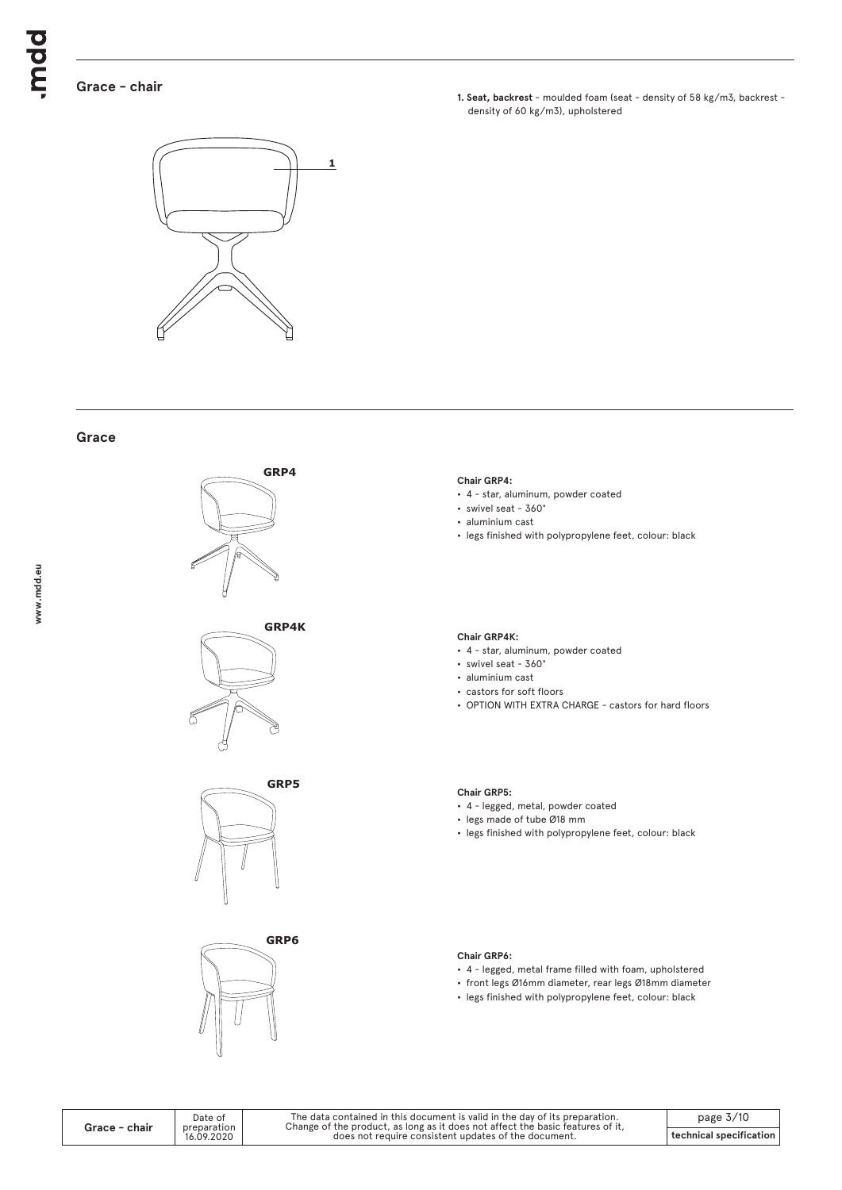## Grace - chair

1

**1. Seat, backrest** - moulded foam (seat - density of 58 kg/m3, backrest - density of 60 kg/m3), upholstered

## Grace

GRP4

**Chair GRP4:**
- 4 - star, aluminum, powder coated
- swivel seat - 360°
- aluminium cast
- legs finished with polypropylene feet, colour: black

GRP4K

**Chair GRP4K:**
- 4 - star, aluminum, powder coated
- swivel seat - 360°
- aluminium cast
- castors for soft floors
- OPTION WITH EXTRA CHARGE - castors for hard floors

GRP5

**Chair GRP5:**
- 4 - legged, metal, powder coated
- legs made of tube Ø18 mm
- legs finished with polypropylene feet, colour: black

GRP6

**Chair GRP6:**
- 4 - legged, metal frame filled with foam, upholstered
- front legs Ø16mm diameter, rear legs Ø18mm diameter
- legs finished with polypropylene feet, colour: black

| Grace - chair | Date of preparation 16.09.2020 | The data contained in this document is valid in the day of its preparation. Change of the product, as long as it does not affect the basic features of it, does not require consistent updates of the document. | technical specification |
|---|---|---|---|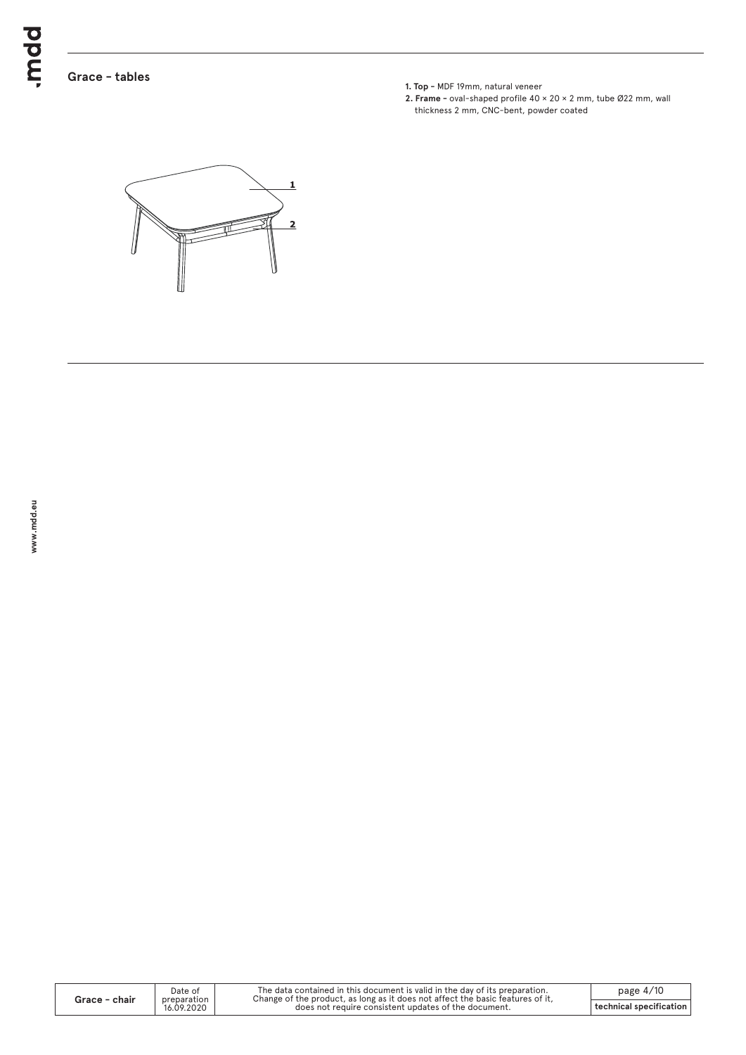## Grace - tables

**1. Top** - MDF 19mm, natural veneer
**2. Frame** - oval-shaped profile 40 × 20 × 2 mm, tube Ø22 mm, wall thickness 2 mm, CNC-bent, powder coated

| Grace - chair | Date of preparation 16.09.2020 | The data contained in this document is valid in the day of its preparation. Change of the product, as long as it does not affect the basic features of it, does not require consistent updates of the document. | technical specification |
| --- | --- | --- | --- |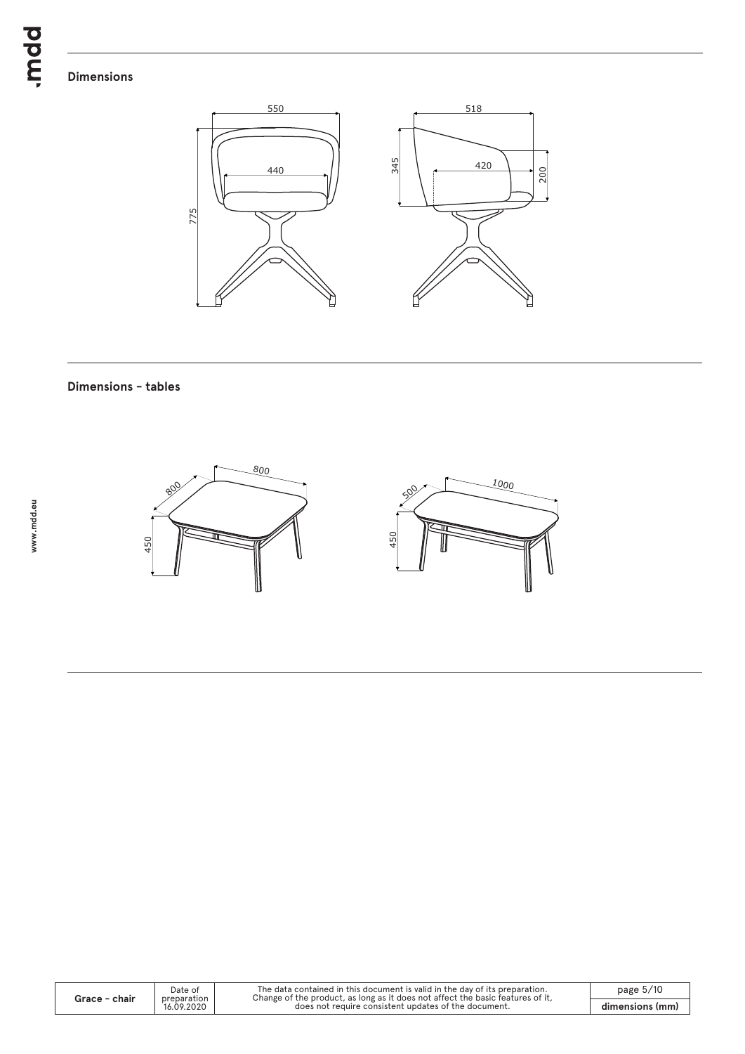## Dimensions

550

440

775

518

345

420

200

## Dimensions – tables

800

800

450

1000

500

450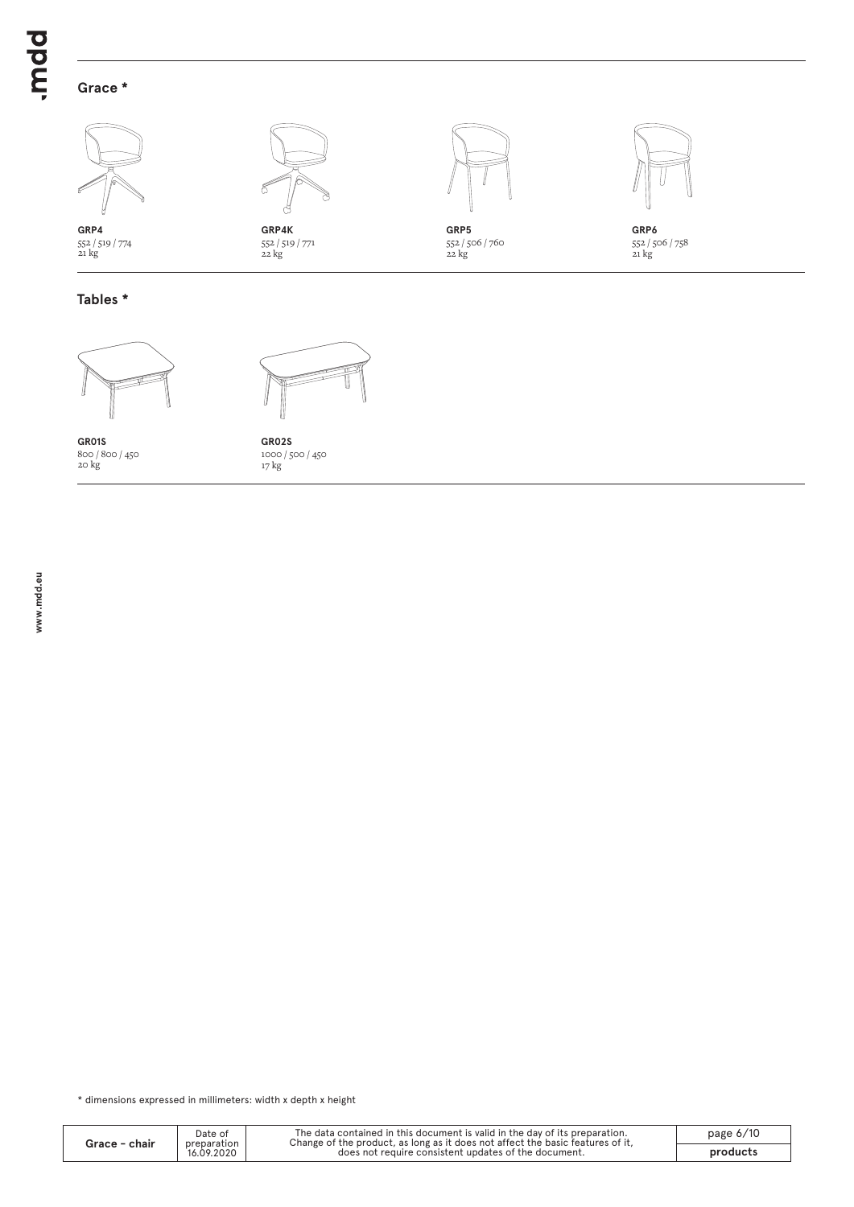## Grace *

**GRP4**
552 / 519 / 774
21 kg

**GRP4K**
552 / 519 / 771
22 kg

**GRP5**
552 / 506 / 760
22 kg

**GRP6**
552 / 506 / 758
21 kg

## Tables *

**GR01S**
800 / 800 / 450
20 kg

**GR02S**
1000 / 500 / 450
17 kg

* dimensions expressed in millimeters: width x depth x height

| Grace - chair | Date of preparation 16.09.2020 | The data contained in this document is valid in the day of its preparation. Change of the product, as long as it does not affect the basic features of it, does not require consistent updates of the document. | products |
|---|---|---|---|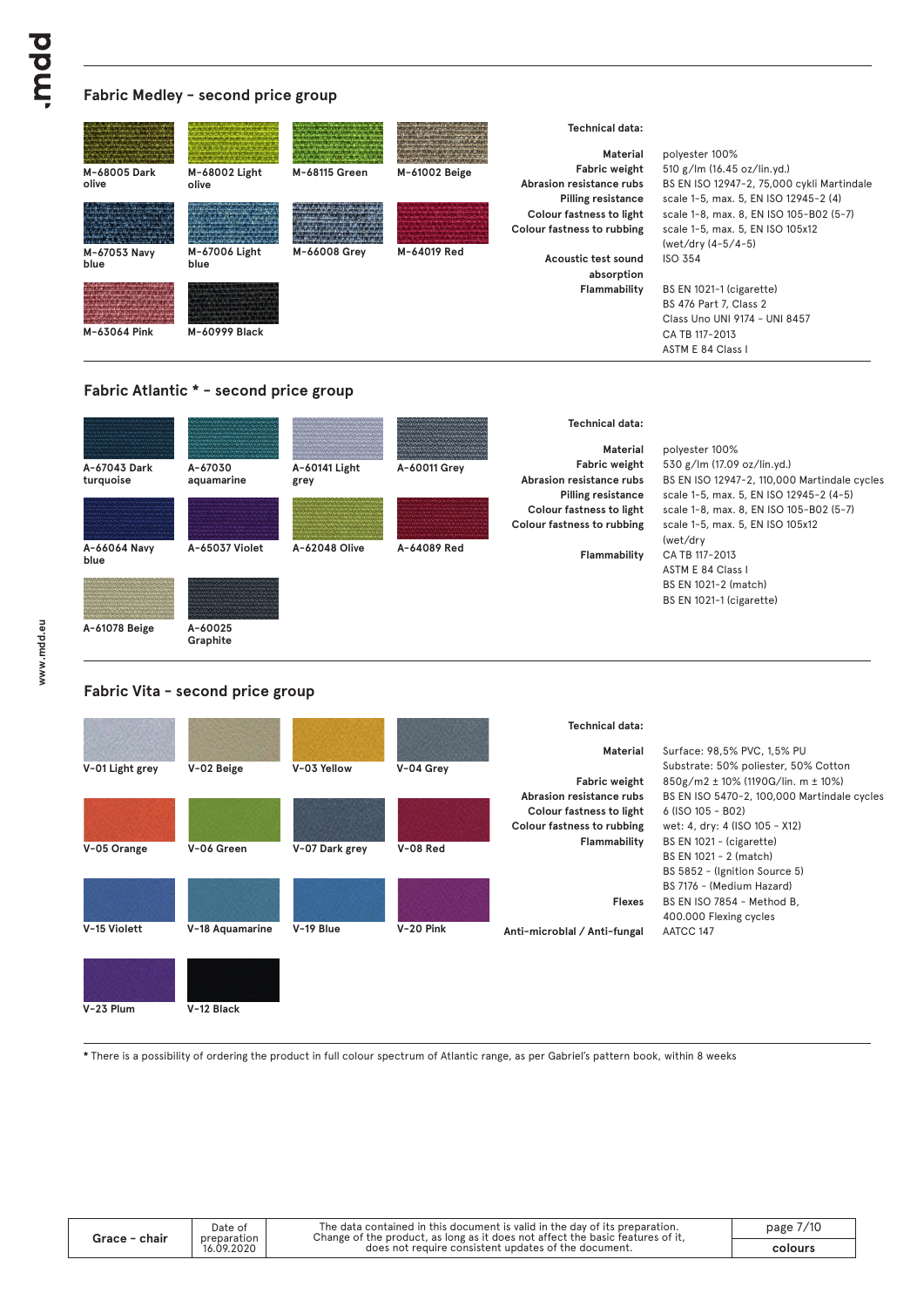## Fabric Medley – second price group

M-68005 Dark olive
M-68002 Light olive
M-68115 Green
M-61002 Beige
M-67053 Navy blue
M-67006 Light blue
M-66008 Grey
M-64019 Red
M-63064 Pink
M-60999 Black

**Technical data:**

| | |
|---|---|
| **Material** | polyester 100% |
| **Fabric weight** | 510 g/lm (16.45 oz/lin.yd.) |
| **Abrasion resistance rubs** | BS EN ISO 12947-2, 75,000 cykli Martindale |
| **Pilling resistance** | scale 1-5, max. 5, EN ISO 12945-2 (4) |
| **Colour fastness to light** | scale 1-8, max. 8, EN ISO 105-B02 (5-7) |
| **Colour fastness to rubbing** | scale 1-5, max. 5, EN ISO 105x12 (wet/dry (4-5/4-5) |
| **Acoustic test sound absorption** | ISO 354 |
| **Flammability** | BS EN 1021-1 (cigarette)<br>BS 476 Part 7, Class 2<br>Class Uno UNI 9174 – UNI 8457<br>CA TB 117-2013<br>ASTM E 84 Class I |

## Fabric Atlantic * – second price group

A-67043 Dark turquoise
A-67030 aquamarine
A-60141 Light grey
A-60011 Grey
A-66064 Navy blue
A-65037 Violet
A-62048 Olive
A-64089 Red
A-61078 Beige
A-60025 Graphite

**Technical data:**

| | |
|---|---|
| **Material** | polyester 100% |
| **Fabric weight** | 530 g/lm (17.09 oz/lin.yd.) |
| **Abrasion resistance rubs** | BS EN ISO 12947-2, 110,000 Martindale cycles |
| **Pilling resistance** | scale 1-5, max. 5, EN ISO 12945-2 (4-5) |
| **Colour fastness to light** | scale 1-8, max. 8, EN ISO 105-B02 (5-7) |
| **Colour fastness to rubbing** | scale 1-5, max. 5, EN ISO 105x12 (wet/dry |
| **Flammability** | CA TB 117-2013<br>ASTM E 84 Class I<br>BS EN 1021-2 (match)<br>BS EN 1021-1 (cigarette) |

## Fabric Vita – second price group

V-01 Light grey
V-02 Beige
V-03 Yellow
V-04 Grey
V-05 Orange
V-06 Green
V-07 Dark grey
V-08 Red
V-15 Violett
V-18 Aquamarine
V-19 Blue
V-20 Pink
V-23 Plum
V-12 Black

**Technical data:**

| | |
|---|---|
| **Material** | Surface: 98,5% PVC, 1,5% PU<br>Substrate: 50% poliester, 50% Cotton |
| **Fabric weight** | 850g/m2 ± 10% (1190G/lin. m ± 10%) |
| **Abrasion resistance rubs** | BS EN ISO 5470-2, 100,000 Martindale cycles |
| **Colour fastness to light** | 6 (ISO 105 - B02) |
| **Colour fastness to rubbing** | wet: 4, dry: 4 (ISO 105 - X12) |
| **Flammability** | BS EN 1021 - (cigarette)<br>BS EN 1021 - 2 (match)<br>BS 5852 - (Ignition Source 5)<br>BS 7176 - (Medium Hazard) |
| **Flexes** | BS EN ISO 7854 - Method B,<br>400.000 Flexing cycles |
| **Anti-microblal / Anti-fungal** | AATCC 147 |

* There is a possibility of ordering the product in full colour spectrum of Atlantic range, as per Gabriel's pattern book, within 8 weeks

| Grace – chair | Date of preparation 16.09.2020 | The data contained in this document is valid in the day of its preparation. Change of the product, as long as it does not affect the basic features of it, does not require consistent updates of the document. | colours |
|---|---|---|---|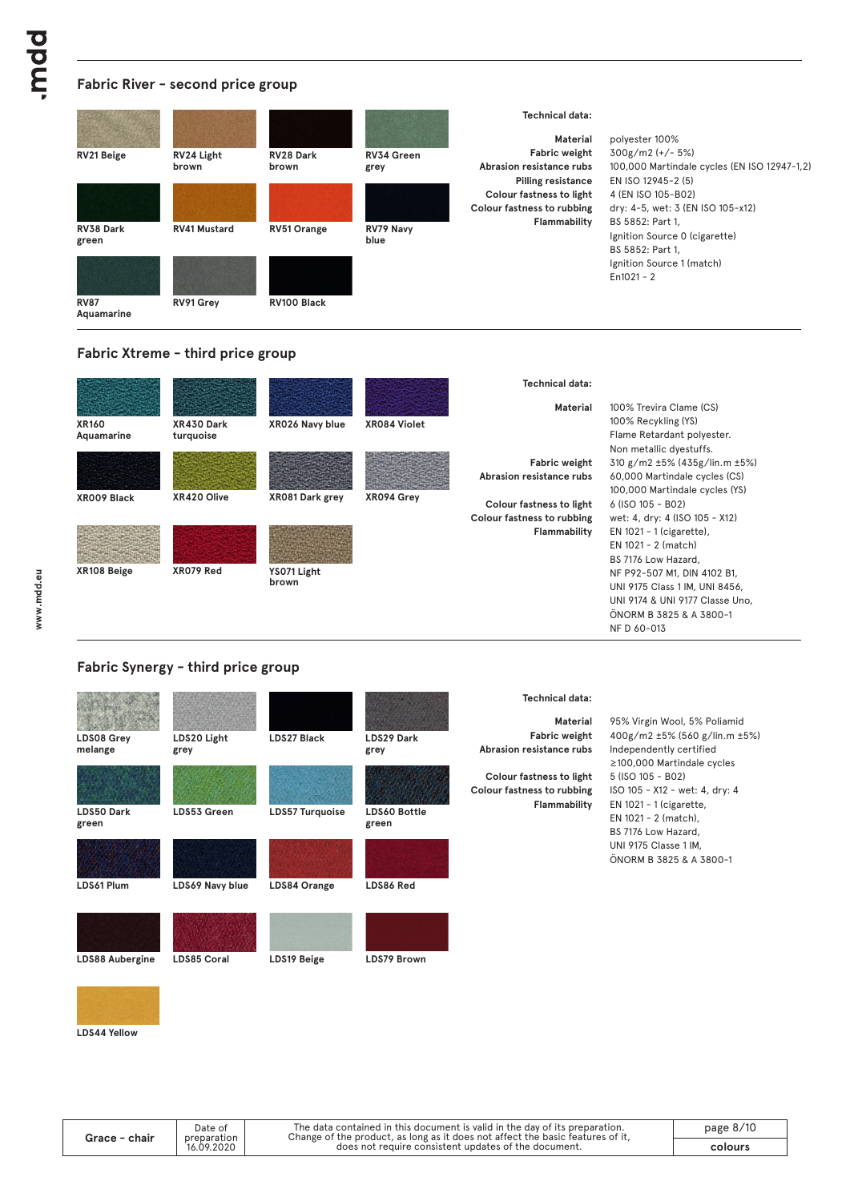## Fabric River – second price group

RV21 Beige
RV24 Light brown
RV28 Dark brown
RV34 Green grey
RV38 Dark green
RV41 Mustard
RV51 Orange
RV79 Navy blue
RV87 Aquamarine
RV91 Grey
RV100 Black

**Technical data:**

| | |
|---|---|
| **Material** | polyester 100% |
| **Fabric weight** | 300g/m2 (+/- 5%) |
| **Abrasion resistance rubs** | 100,000 Martindale cycles (EN ISO 12947-1,2) |
| **Pilling resistance** | EN ISO 12945-2 (5) |
| **Colour fastness to light** | 4 (EN ISO 105-B02) |
| **Colour fastness to rubbing** | dry: 4-5, wet: 3 (EN ISO 105-x12) |
| **Flammability** | BS 5852: Part 1, Ignition Source 0 (cigarette) BS 5852: Part 1, Ignition Source 1 (match) En1021 - 2 |

## Fabric Xtreme – third price group

XR160 Aquamarine
XR430 Dark turquoise
XR026 Navy blue
XR084 Violet
XR009 Black
XR420 Olive
XR081 Dark grey
XR094 Grey
XR108 Beige
XR079 Red
YS071 Light brown

**Technical data:**

| | |
|---|---|
| **Material** | 100% Trevira Clame (CS) 100% Recykling (YS) Flame Retardant polyester. Non metallic dyestuffs. |
| **Fabric weight** | 310 g/m2 ±5% (435g/lin.m ±5%) |
| **Abrasion resistance rubs** | 60,000 Martindale cycles (CS) 100,000 Martindale cycles (YS) |
| **Colour fastness to light** | 6 (ISO 105 - B02) |
| **Colour fastness to rubbing** | wet: 4, dry: 4 (ISO 105 - X12) |
| **Flammability** | EN 1021 - 1 (cigarette), EN 1021 - 2 (match) BS 7176 Low Hazard, NF P92-507 M1, DIN 4102 B1, UNI 9175 Class 1 IM, UNI 8456, UNI 9174 & UNI 9177 Classe Uno, ÖNORM B 3825 & A 3800-1 NF D 60-013 |

## Fabric Synergy – third price group

LDS08 Grey melange
LDS20 Light grey
LDS27 Black
LDS29 Dark grey
LDS50 Dark green
LDS53 Green
LDS57 Turquoise
LDS60 Bottle green
LDS61 Plum
LDS69 Navy blue
LDS84 Orange
LDS86 Red
LDS88 Aubergine
LDS85 Coral
LDS19 Beige
LDS79 Brown
LDS44 Yellow

**Technical data:**

| | |
|---|---|
| **Material** | 95% Virgin Wool, 5% Poliamid |
| **Fabric weight** | 400g/m2 ±5% (560 g/lin.m ±5%) |
| **Abrasion resistance rubs** | Independently certified ≥100,000 Martindale cycles |
| **Colour fastness to light** | 5 (ISO 105 - B02) |
| **Colour fastness to rubbing** | ISO 105 - X12 - wet: 4, dry: 4 |
| **Flammability** | EN 1021 - 1 (cigarette, EN 1021 - 2 (match), BS 7176 Low Hazard, UNI 9175 Classe 1 IM, ÖNORM B 3825 & A 3800-1 |

| Grace - chair | Date of preparation 16.09.2020 | The data contained in this document is valid in the day of its preparation. Change of the product, as long as it does not affect the basic features of it, does not require consistent updates of the document. | colours |
|---|---|---|---|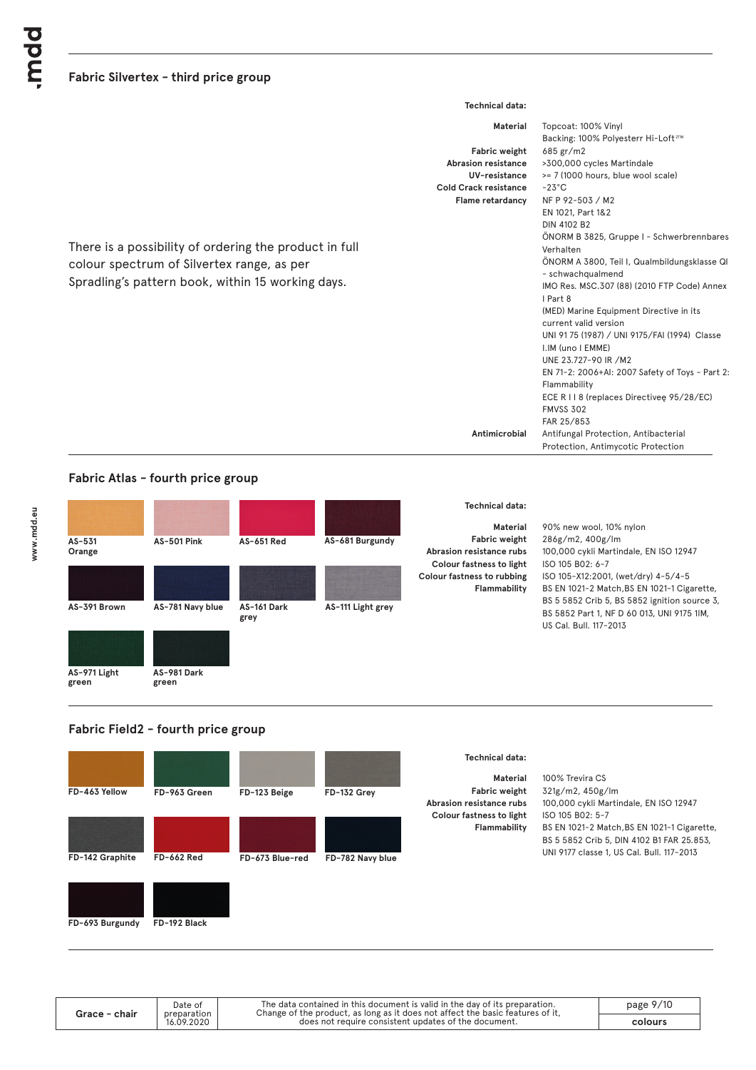## Fabric Silvertex - third price group

There is a possibility of ordering the product in full colour spectrum of Silvertex range, as per Spradling's pattern book, within 15 working days.

**Technical data:**

| | |
|---|---|
| **Material** | Topcoat: 100% Vinyl<br>Backing: 100% Polyesterr Hi-Loft²™ |
| **Fabric weight** | 685 gr/m2 |
| **Abrasion resistance** | >300,000 cycles Martindale |
| **UV-resistance** | >= 7 (1000 hours, blue wool scale) |
| **Cold Crack resistance** | -23°C |
| **Flame retardancy** | NF P 92-503 / M2<br>EN 1021, Part 1&2<br>DIN 4102 B2<br>ÖNORM B 3825, Gruppe I - Schwerbrennbares Verhalten<br>ÖNORM A 3800, Teil I, Qualmbildungsklasse QI - schwachqualmend<br>IMO Res. MSC.307 (88) (2010 FTP Code) Annex I Part 8<br>(MED) Marine Equipment Directive in its current valid version<br>UNI 91 75 (1987) / UNI 9175/FAI (1994) Classe I.IM (uno I EMME)<br>UNE 23.727-90 IR /M2<br>EN 71-2: 2006+AI: 2007 Safety of Toys - Part 2: Flammability<br>ECE R I I 8 (replaces Directiveę 95/28/EC)<br>FMVSS 302<br>FAR 25/853 |
| **Antimicrobial** | Antifungal Protection, Antibacterial Protection, Antimycotic Protection |

## Fabric Atlas - fourth price group

AS-531 Orange, AS-501 Pink, AS-651 Red, AS-681 Burgundy, AS-391 Brown, AS-781 Navy blue, AS-161 Dark grey, AS-111 Light grey, AS-971 Light green, AS-981 Dark green

**Technical data:**

| | |
|---|---|
| **Material** | 90% new wool, 10% nylon |
| **Fabric weight** | 286g/m2, 400g/lm |
| **Abrasion resistance rubs** | 100,000 cykli Martindale, EN ISO 12947 |
| **Colour fastness to light** | ISO 105 B02: 6-7 |
| **Colour fastness to rubbing** | ISO 105-X12:2001, (wet/dry) 4-5/4-5 |
| **Flammability** | BS EN 1021-2 Match,BS EN 1021-1 Cigarette, BS 5 5852 Crib 5, BS 5852 ignition source 3, BS 5852 Part 1, NF D 60 013, UNI 9175 1IM, US Cal. Bull. 117-2013 |

## Fabric Field2 - fourth price group

FD-463 Yellow, FD-963 Green, FD-123 Beige, FD-132 Grey, FD-142 Graphite, FD-662 Red, FD-673 Blue-red, FD-782 Navy blue, FD-693 Burgundy, FD-192 Black

**Technical data:**

| | |
|---|---|
| **Material** | 100% Trevira CS |
| **Fabric weight** | 321g/m2, 450g/lm |
| **Abrasion resistance rubs** | 100,000 cykli Martindale, EN ISO 12947 |
| **Colour fastness to light** | ISO 105 B02: 5-7 |
| **Flammability** | BS EN 1021-2 Match,BS EN 1021-1 Cigarette, BS 5 5852 Crib 5, DIN 4102 B1 FAR 25.853, UNI 9177 classe 1, US Cal. Bull. 117-2013 |

| Grace - chair | Date of preparation 16.09.2020 | The data contained in this document is valid in the day of its preparation. Change of the product, as long as it does not affect the basic features of it, does not require consistent updates of the document. | colours |
|---|---|---|---|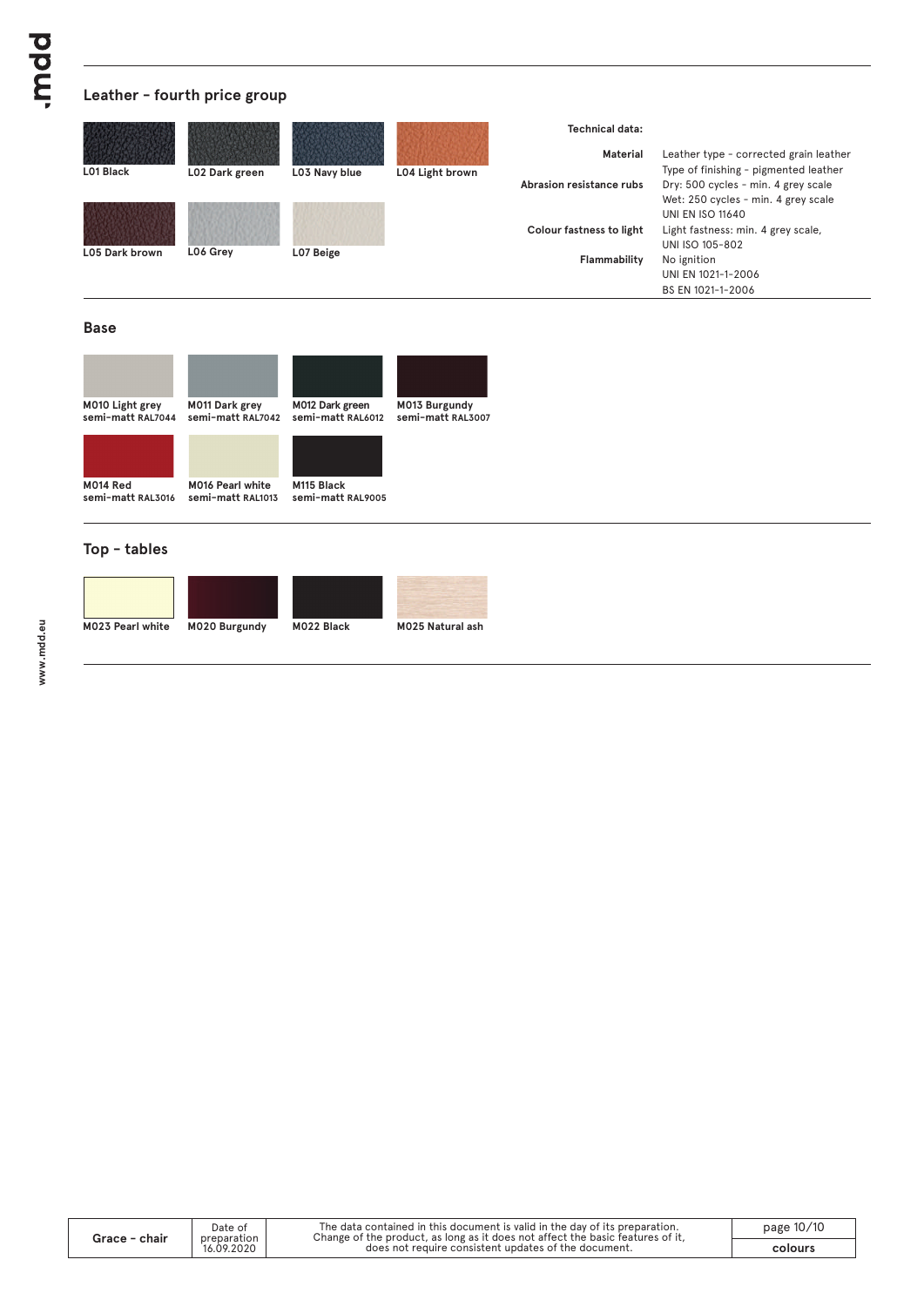## Leather - fourth price group

L01 Black

L02 Dark green

L03 Navy blue

L04 Light brown

L05 Dark brown

L06 Grey

L07 Beige

**Technical data:**

| | |
|---|---|
| **Material** | Leather type - corrected grain leather<br>Type of finishing - pigmented leather |
| **Abrasion resistance rubs** | Dry: 500 cycles - min. 4 grey scale<br>Wet: 250 cycles - min. 4 grey scale<br>UNI EN ISO 11640 |
| **Colour fastness to light** | Light fastness: min. 4 grey scale,<br>UNI ISO 105-802 |
| **Flammability** | No ignition<br>UNI EN 1021-1-2006<br>BS EN 1021-1-2006 |

## Base

M010 Light grey semi-matt RAL7044

M011 Dark grey semi-matt RAL7042

M012 Dark green semi-matt RAL6012

M013 Burgundy semi-matt RAL3007

M014 Red semi-matt RAL3016

M016 Pearl white semi-matt RAL1013

M115 Black semi-matt RAL9005

## Top - tables

M023 Pearl white

M020 Burgundy

M022 Black

M025 Natural ash

| | | | |
|---|---|---|---|
| **Grace - chair** | Date of preparation 16.09.2020 | The data contained in this document is valid in the day of its preparation. Change of the product, as long as it does not affect the basic features of it, does not require consistent updates of the document. | **colours** |